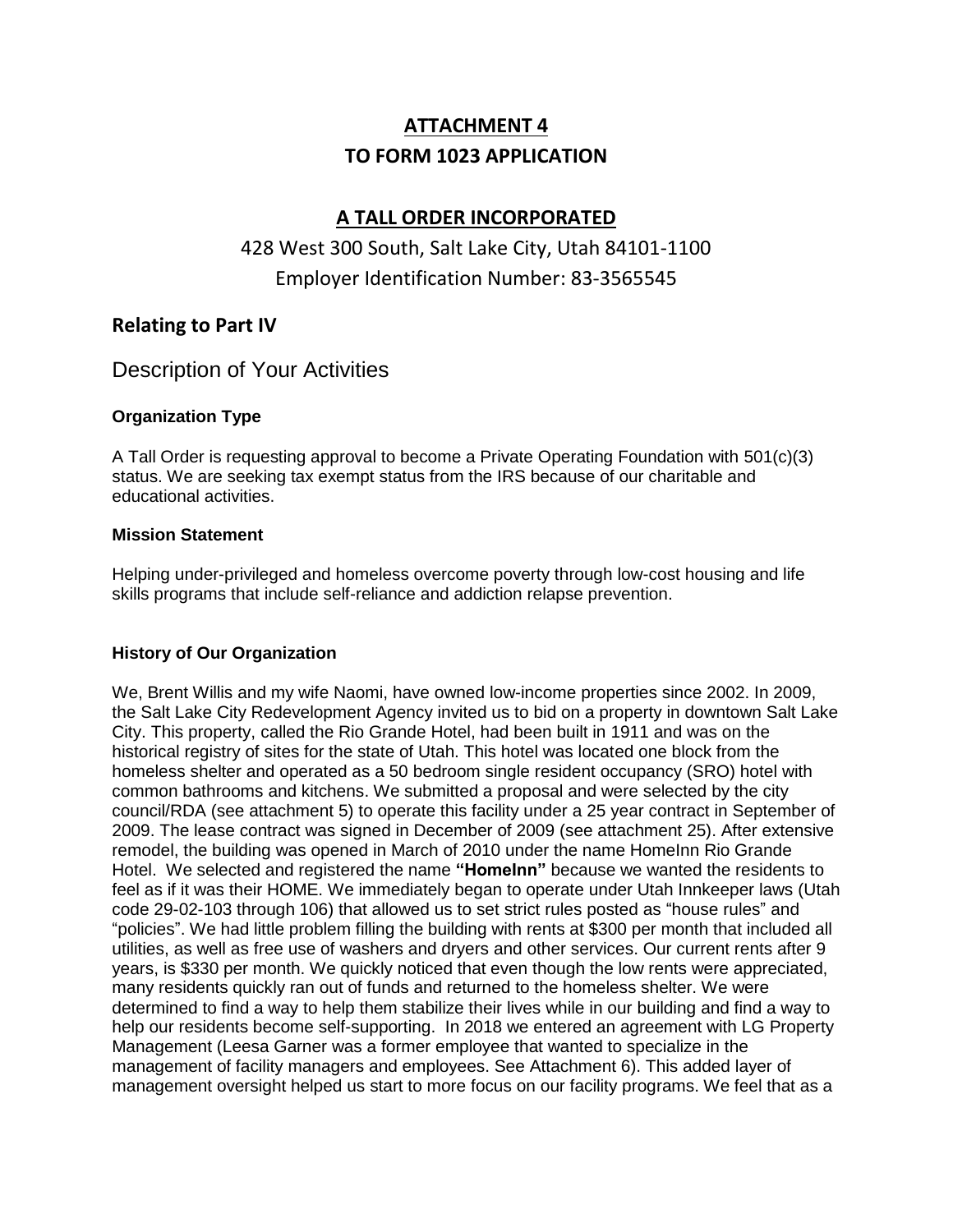# ATTACHMENT 4

# TO FORM 1023 APPLICATION

## A TALL ORDER INCORPORATED

428 West 300 South, Salt Lake City, Utah 84101-1100

Employer Identification Number: 83-3565545

## Relating to Part IV

### Description of Your Activities

#### Organization Type

A Tall Order is requesting approval to become a Private Operating Foundation with 501(c)(3) status. We are seeking tax exempt status from the IRS because of our charitable and educational activities.

#### Mission Statement

Helping under-privileged and homeless overcome poverty through low-cost housing and life skills programs that include self-reliance and addiction relapse prevention.

#### History of Our Organization

We, Brent Willis and my wife Naomi, have owned low-income properties since 2002. In 2009, the Salt Lake City Redevelopment Agency invited us to bid on a property in downtown Salt Lake City. This property, called the Rio Grande Hotel, had been built in 1911 and was on the historical registry of sites for the state of Utah. This hotel was located one block from the homeless shelter and operated as a 50 bedroom single resident occupancy (SRO) hotel with common bathrooms and kitchens. We submitted a proposal and were selected by the city council/RDA (see attachment 5) to operate this facility under a 25 year contract in September of 2009. The lease contract was signed in December of 2009 (see attachment 25). After extensive remodel, the building was opened in March of 2010 under the name HomeInn Rio Grande Hotel. We selected and registered the name **"HomeInn"** because we wanted the residents to feel as if it was their HOME. We immediately began to operate under Utah Innkeeper laws (Utah code 29-02-103 through 106) that allowed us to set strict rules posted as "house rules" and "policies". We had little problem filling the building with rents at $300 per month that included all utilities, as well as free use of washers and dryers and other services. Our current rents after 9 years, is $330 per month. We quickly noticed that even though the low rents were appreciated, many residents quickly ran out of funds and returned to the homeless shelter. We were determined to find a way to help them stabilize their lives while in our building and find a way to help our residents become self-supporting. In 2018 we entered an agreement with LG Property Management (Leesa Garner was a former employee that wanted to specialize in the management of facility managers and employees. See Attachment 6). This added layer of management oversight helped us start to more focus on our facility programs. We feel that as a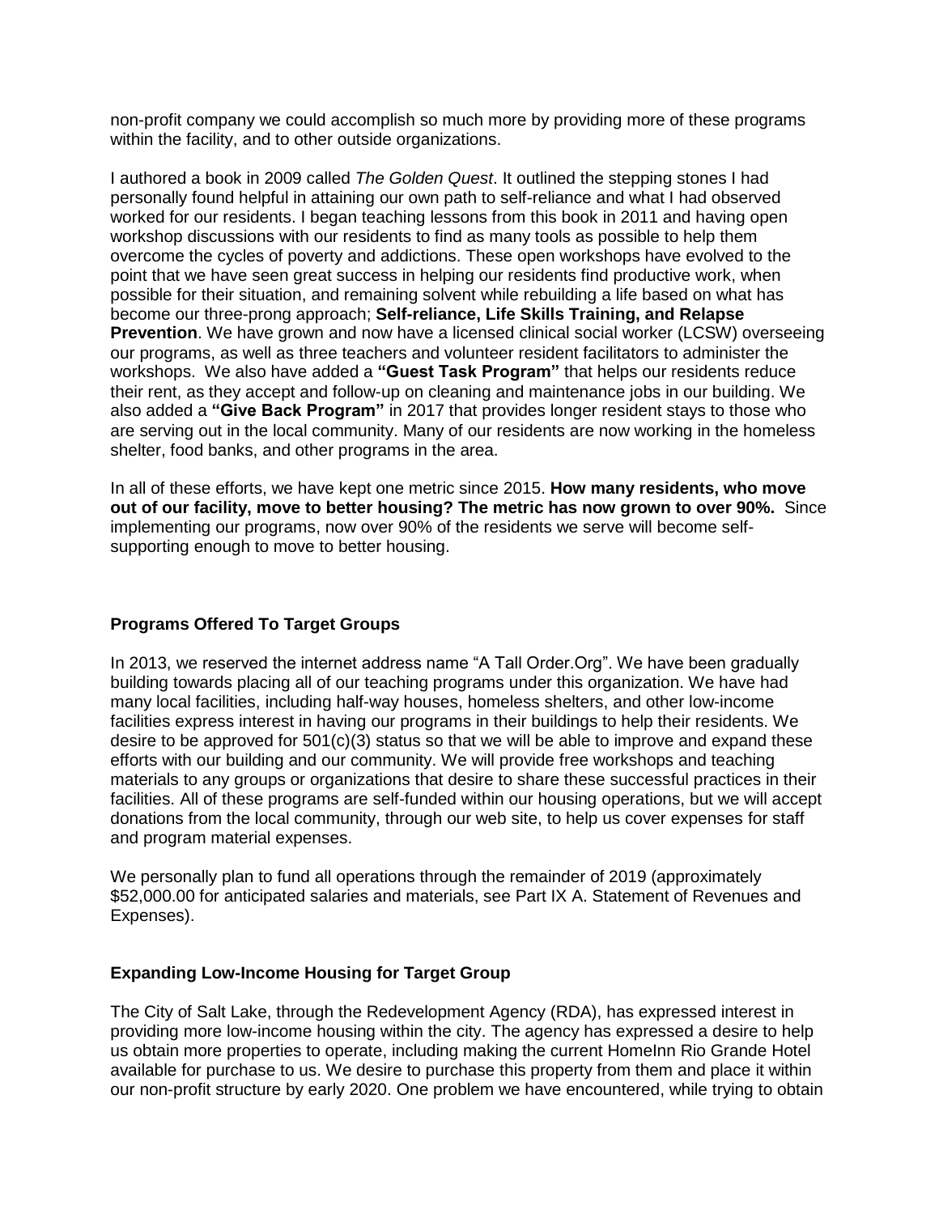non-profit company we could accomplish so much more by providing more of these programs within the facility, and to other outside organizations.

I authored a book in 2009 called *The Golden Quest*. It outlined the stepping stones I had personally found helpful in attaining our own path to self-reliance and what I had observed worked for our residents. I began teaching lessons from this book in 2011 and having open workshop discussions with our residents to find as many tools as possible to help them overcome the cycles of poverty and addictions. These open workshops have evolved to the point that we have seen great success in helping our residents find productive work, when possible for their situation, and remaining solvent while rebuilding a life based on what has become our three-prong approach; **Self-reliance, Life Skills Training, and Relapse Prevention**. We have grown and now have a licensed clinical social worker (LCSW) overseeing our programs, as well as three teachers and volunteer resident facilitators to administer the workshops. We also have added a **"Guest Task Program"** that helps our residents reduce their rent, as they accept and follow-up on cleaning and maintenance jobs in our building. We also added a **"Give Back Program"** in 2017 that provides longer resident stays to those who are serving out in the local community. Many of our residents are now working in the homeless shelter, food banks, and other programs in the area.

In all of these efforts, we have kept one metric since 2015. **How many residents, who move out of our facility, move to better housing? The metric has now grown to over 90%.** Since implementing our programs, now over 90% of the residents we serve will become self-supporting enough to move to better housing.

### Programs Offered To Target Groups

In 2013, we reserved the internet address name "A Tall Order.Org". We have been gradually building towards placing all of our teaching programs under this organization. We have had many local facilities, including half-way houses, homeless shelters, and other low-income facilities express interest in having our programs in their buildings to help their residents. We desire to be approved for 501(c)(3) status so that we will be able to improve and expand these efforts with our building and our community. We will provide free workshops and teaching materials to any groups or organizations that desire to share these successful practices in their facilities. All of these programs are self-funded within our housing operations, but we will accept donations from the local community, through our web site, to help us cover expenses for staff and program material expenses.

We personally plan to fund all operations through the remainder of 2019 (approximately $52,000.00 for anticipated salaries and materials, see Part IX A. Statement of Revenues and Expenses).

### Expanding Low-Income Housing for Target Group

The City of Salt Lake, through the Redevelopment Agency (RDA), has expressed interest in providing more low-income housing within the city. The agency has expressed a desire to help us obtain more properties to operate, including making the current HomeInn Rio Grande Hotel available for purchase to us. We desire to purchase this property from them and place it within our non-profit structure by early 2020. One problem we have encountered, while trying to obtain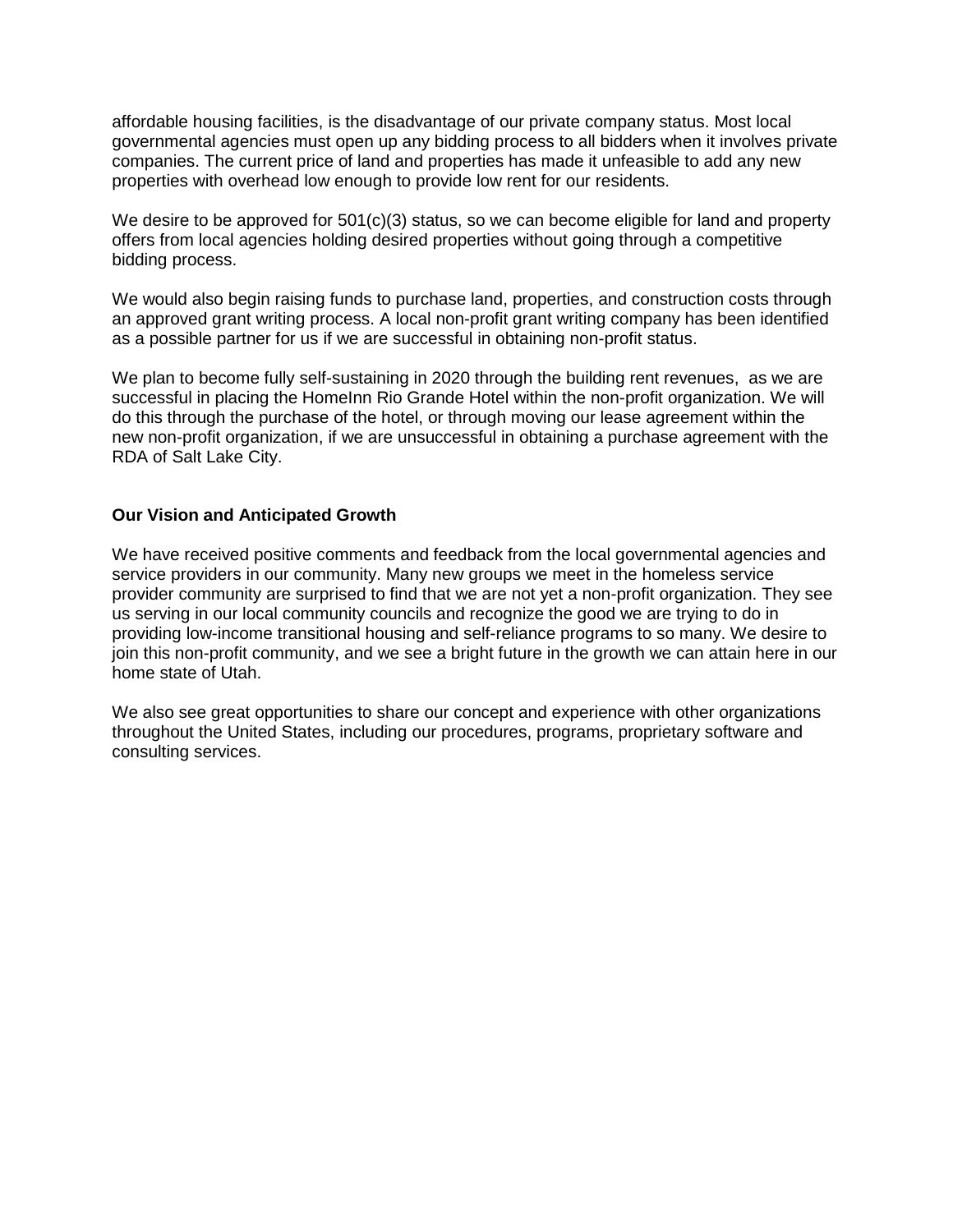affordable housing facilities, is the disadvantage of our private company status. Most local governmental agencies must open up any bidding process to all bidders when it involves private companies. The current price of land and properties has made it unfeasible to add any new properties with overhead low enough to provide low rent for our residents.

We desire to be approved for 501(c)(3) status, so we can become eligible for land and property offers from local agencies holding desired properties without going through a competitive bidding process.

We would also begin raising funds to purchase land, properties, and construction costs through an approved grant writing process. A local non-profit grant writing company has been identified as a possible partner for us if we are successful in obtaining non-profit status.

We plan to become fully self-sustaining in 2020 through the building rent revenues, as we are successful in placing the HomeInn Rio Grande Hotel within the non-profit organization. We will do this through the purchase of the hotel, or through moving our lease agreement within the new non-profit organization, if we are unsuccessful in obtaining a purchase agreement with the RDA of Salt Lake City.

**Our Vision and Anticipated Growth**

We have received positive comments and feedback from the local governmental agencies and service providers in our community. Many new groups we meet in the homeless service provider community are surprised to find that we are not yet a non-profit organization. They see us serving in our local community councils and recognize the good we are trying to do in providing low-income transitional housing and self-reliance programs to so many. We desire to join this non-profit community, and we see a bright future in the growth we can attain here in our home state of Utah.

We also see great opportunities to share our concept and experience with other organizations throughout the United States, including our procedures, programs, proprietary software and consulting services.